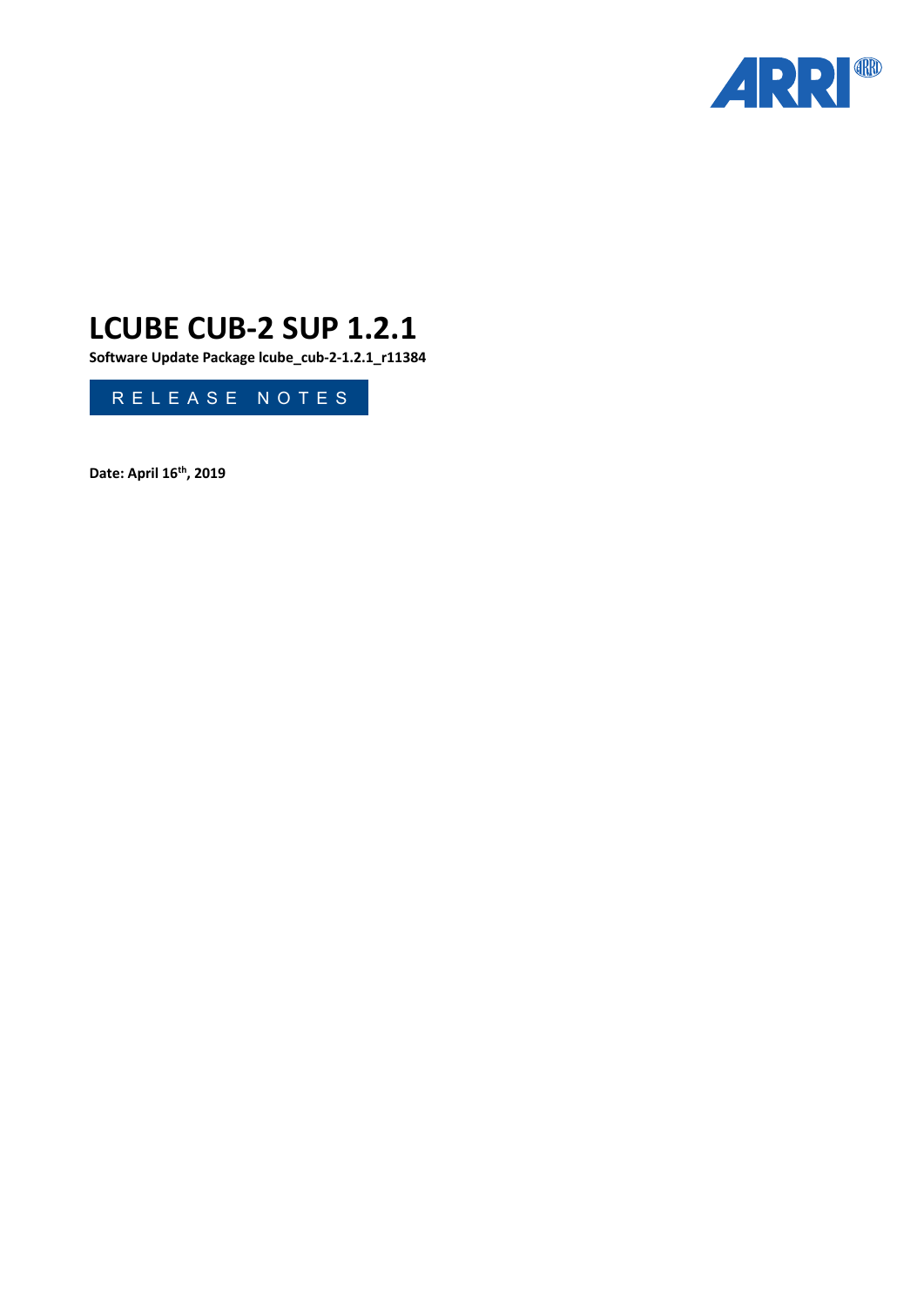# LCUBE CUB-2 SUP 1.2.1

**Software Update Package lcube_cub-2-1.2.1_r11384**

RELEASE NOTES

**Date: April 16th, 2019**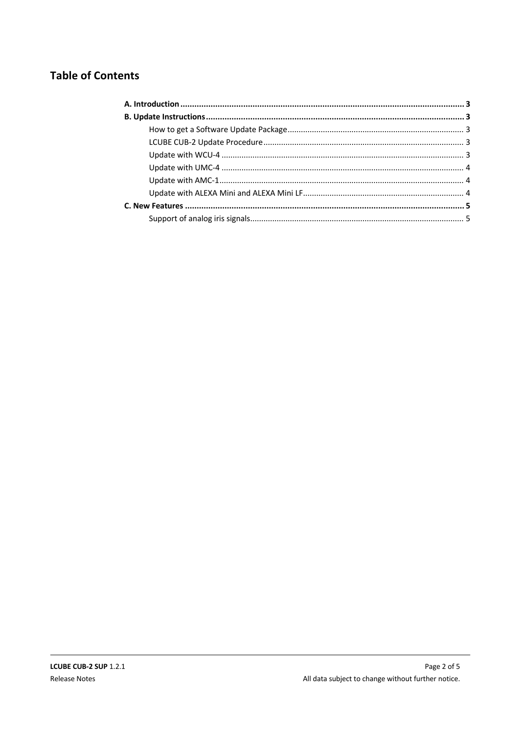## Table of Contents

**A. Introduction** ........................................................................ **3**

**B. Update Instructions** ........................................................................ **3**

- How to get a Software Update Package ........................................................................ 3
- LCUBE CUB-2 Update Procedure ........................................................................ 3
- Update with WCU-4 ........................................................................ 3
- Update with UMC-4 ........................................................................ 4
- Update with AMC-1 ........................................................................ 4
- Update with ALEXA Mini and ALEXA Mini LF ........................................................................ 4

**C. New Features** ........................................................................ **5**

- Support of analog iris signals ........................................................................ 5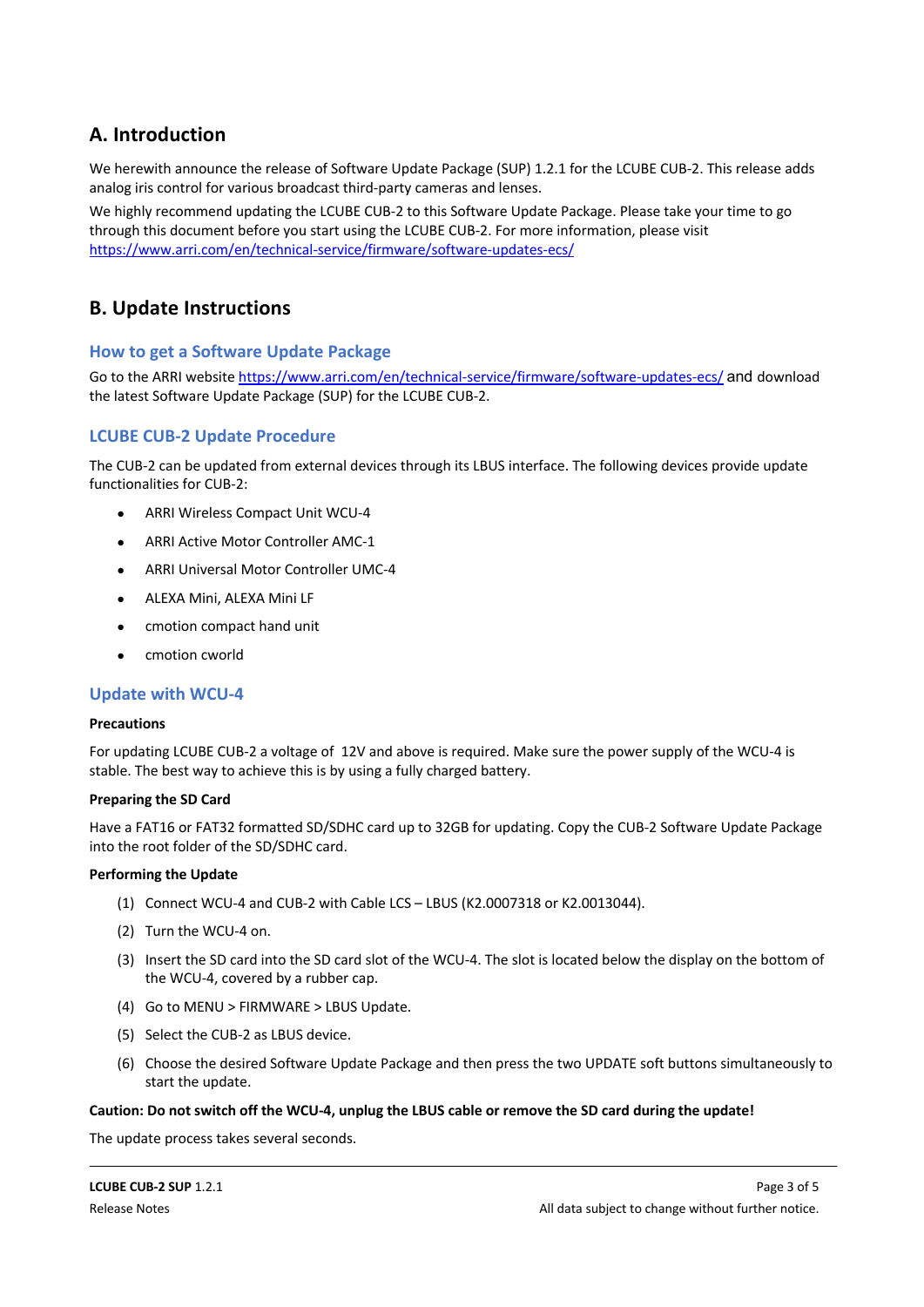## A. Introduction

We herewith announce the release of Software Update Package (SUP) 1.2.1 for the LCUBE CUB-2. This release adds analog iris control for various broadcast third-party cameras and lenses.

We highly recommend updating the LCUBE CUB-2 to this Software Update Package. Please take your time to go through this document before you start using the LCUBE CUB-2. For more information, please visit https://www.arri.com/en/technical-service/firmware/software-updates-ecs/

## B. Update Instructions

### How to get a Software Update Package

Go to the ARRI website https://www.arri.com/en/technical-service/firmware/software-updates-ecs/ and download the latest Software Update Package (SUP) for the LCUBE CUB-2.

### LCUBE CUB-2 Update Procedure

The CUB-2 can be updated from external devices through its LBUS interface. The following devices provide update functionalities for CUB-2:

- ARRI Wireless Compact Unit WCU-4
- ARRI Active Motor Controller AMC-1
- ARRI Universal Motor Controller UMC-4
- ALEXA Mini, ALEXA Mini LF
- cmotion compact hand unit
- cmotion cworld

### Update with WCU-4

**Precautions**

For updating LCUBE CUB-2 a voltage of 12V and above is required. Make sure the power supply of the WCU-4 is stable. The best way to achieve this is by using a fully charged battery.

**Preparing the SD Card**

Have a FAT16 or FAT32 formatted SD/SDHC card up to 32GB for updating. Copy the CUB-2 Software Update Package into the root folder of the SD/SDHC card.

**Performing the Update**

(1) Connect WCU-4 and CUB-2 with Cable LCS – LBUS (K2.0007318 or K2.0013044).

(2) Turn the WCU-4 on.

(3) Insert the SD card into the SD card slot of the WCU-4. The slot is located below the display on the bottom of the WCU-4, covered by a rubber cap.

(4) Go to MENU > FIRMWARE > LBUS Update.

(5) Select the CUB-2 as LBUS device.

(6) Choose the desired Software Update Package and then press the two UPDATE soft buttons simultaneously to start the update.

**Caution: Do not switch off the WCU-4, unplug the LBUS cable or remove the SD card during the update!**

The update process takes several seconds.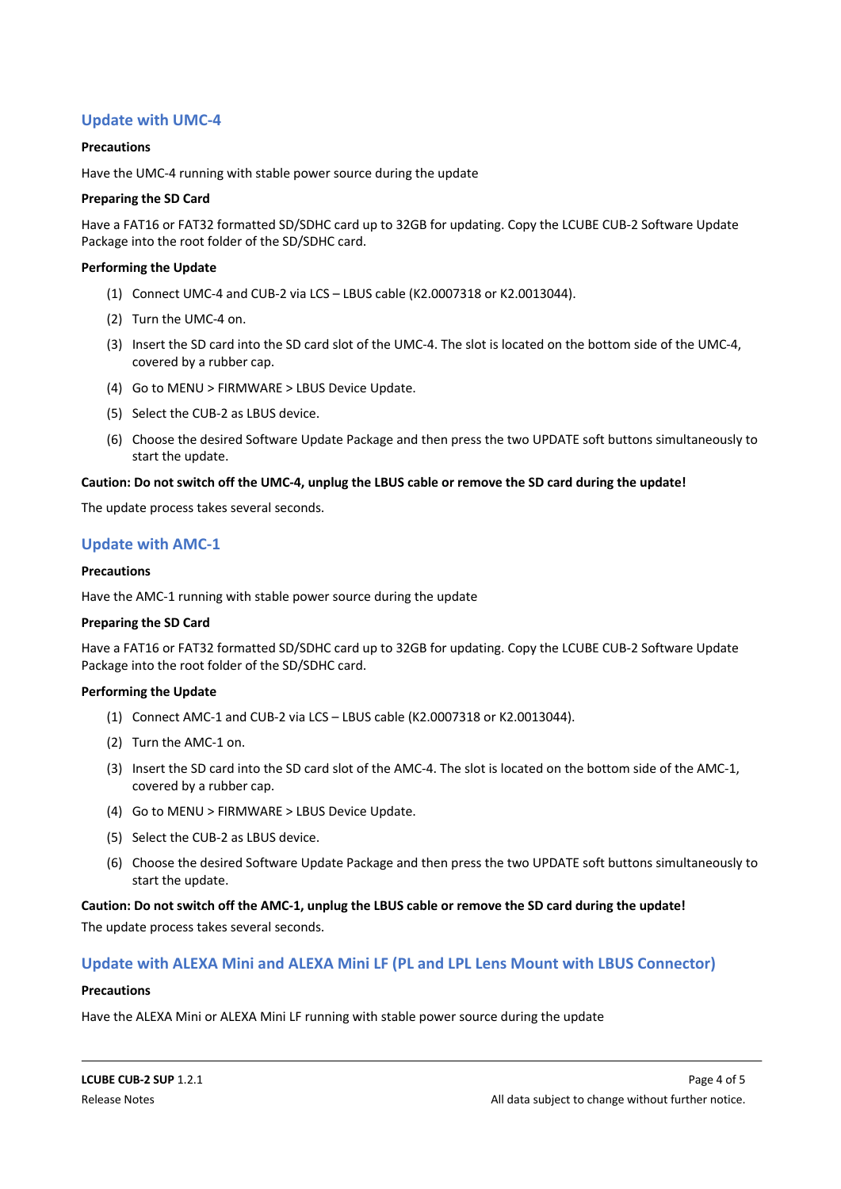## Update with UMC-4

**Precautions**

Have the UMC-4 running with stable power source during the update

**Preparing the SD Card**

Have a FAT16 or FAT32 formatted SD/SDHC card up to 32GB for updating. Copy the LCUBE CUB-2 Software Update Package into the root folder of the SD/SDHC card.

**Performing the Update**

(1) Connect UMC-4 and CUB-2 via LCS – LBUS cable (K2.0007318 or K2.0013044).

(2) Turn the UMC-4 on.

(3) Insert the SD card into the SD card slot of the UMC-4. The slot is located on the bottom side of the UMC-4, covered by a rubber cap.

(4) Go to MENU > FIRMWARE > LBUS Device Update.

(5) Select the CUB-2 as LBUS device.

(6) Choose the desired Software Update Package and then press the two UPDATE soft buttons simultaneously to start the update.

**Caution: Do not switch off the UMC-4, unplug the LBUS cable or remove the SD card during the update!**

The update process takes several seconds.

## Update with AMC-1

**Precautions**

Have the AMC-1 running with stable power source during the update

**Preparing the SD Card**

Have a FAT16 or FAT32 formatted SD/SDHC card up to 32GB for updating. Copy the LCUBE CUB-2 Software Update Package into the root folder of the SD/SDHC card.

**Performing the Update**

(1) Connect AMC-1 and CUB-2 via LCS – LBUS cable (K2.0007318 or K2.0013044).

(2) Turn the AMC-1 on.

(3) Insert the SD card into the SD card slot of the AMC-4. The slot is located on the bottom side of the AMC-1, covered by a rubber cap.

(4) Go to MENU > FIRMWARE > LBUS Device Update.

(5) Select the CUB-2 as LBUS device.

(6) Choose the desired Software Update Package and then press the two UPDATE soft buttons simultaneously to start the update.

**Caution: Do not switch off the AMC-1, unplug the LBUS cable or remove the SD card during the update!**

The update process takes several seconds.

## Update with ALEXA Mini and ALEXA Mini LF (PL and LPL Lens Mount with LBUS Connector)

**Precautions**

Have the ALEXA Mini or ALEXA Mini LF running with stable power source during the update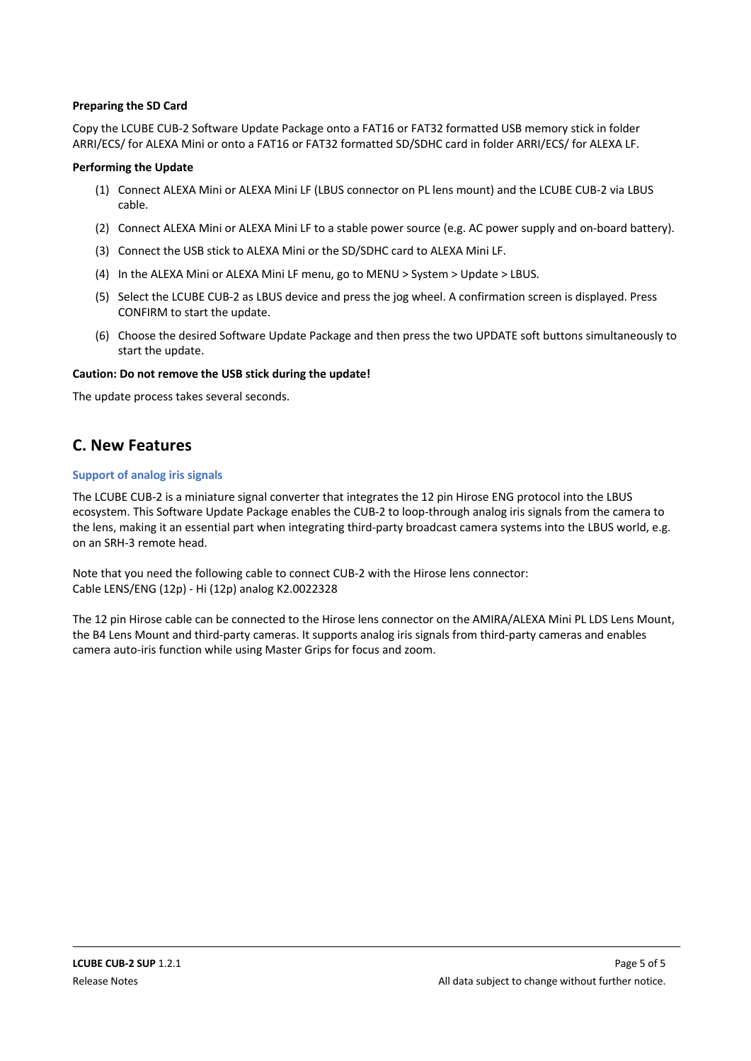**Preparing the SD Card**

Copy the LCUBE CUB-2 Software Update Package onto a FAT16 or FAT32 formatted USB memory stick in folder ARRI/ECS/ for ALEXA Mini or onto a FAT16 or FAT32 formatted SD/SDHC card in folder ARRI/ECS/ for ALEXA LF.

**Performing the Update**

(1) Connect ALEXA Mini or ALEXA Mini LF (LBUS connector on PL lens mount) and the LCUBE CUB-2 via LBUS cable.

(2) Connect ALEXA Mini or ALEXA Mini LF to a stable power source (e.g. AC power supply and on-board battery).

(3) Connect the USB stick to ALEXA Mini or the SD/SDHC card to ALEXA Mini LF.

(4) In the ALEXA Mini or ALEXA Mini LF menu, go to MENU > System > Update > LBUS.

(5) Select the LCUBE CUB-2 as LBUS device and press the jog wheel. A confirmation screen is displayed. Press CONFIRM to start the update.

(6) Choose the desired Software Update Package and then press the two UPDATE soft buttons simultaneously to start the update.

**Caution: Do not remove the USB stick during the update!**

The update process takes several seconds.

## C. New Features

### Support of analog iris signals

The LCUBE CUB-2 is a miniature signal converter that integrates the 12 pin Hirose ENG protocol into the LBUS ecosystem. This Software Update Package enables the CUB-2 to loop-through analog iris signals from the camera to the lens, making it an essential part when integrating third-party broadcast camera systems into the LBUS world, e.g. on an SRH-3 remote head.

Note that you need the following cable to connect CUB-2 with the Hirose lens connector:
Cable LENS/ENG (12p) - Hi (12p) analog K2.0022328

The 12 pin Hirose cable can be connected to the Hirose lens connector on the AMIRA/ALEXA Mini PL LDS Lens Mount, the B4 Lens Mount and third-party cameras. It supports analog iris signals from third-party cameras and enables camera auto-iris function while using Master Grips for focus and zoom.